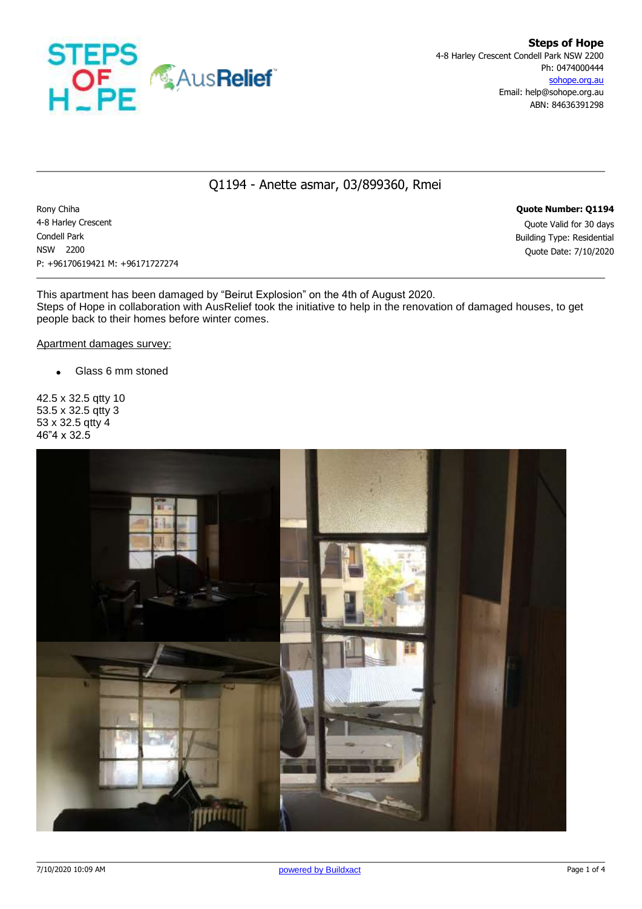**Steps of Hope**
4-8 Harley Crescent Condell Park NSW 2200
Ph: 0474000444
sohope.org.au
Email: help@sohope.org.au
ABN: 84636391298

## Q1194 - Anette asmar, 03/899360, Rmei

Rony Chiha
4-8 Harley Crescent
Condell Park
NSW 2200
P: +96170619421 M: +96171727274

**Quote Number: Q1194**
Quote Valid for 30 days
Building Type: Residential
Quote Date: 7/10/2020

This apartment has been damaged by "Beirut Explosion" on the 4th of August 2020.
Steps of Hope in collaboration with AusRelief took the initiative to help in the renovation of damaged houses, to get people back to their homes before winter comes.

Apartment damages survey:

- Glass 6 mm stoned

42.5 x 32.5 qtty 10
53.5 x 32.5 qtty 3
53 x 32.5 qtty 4
46"4 x 32.5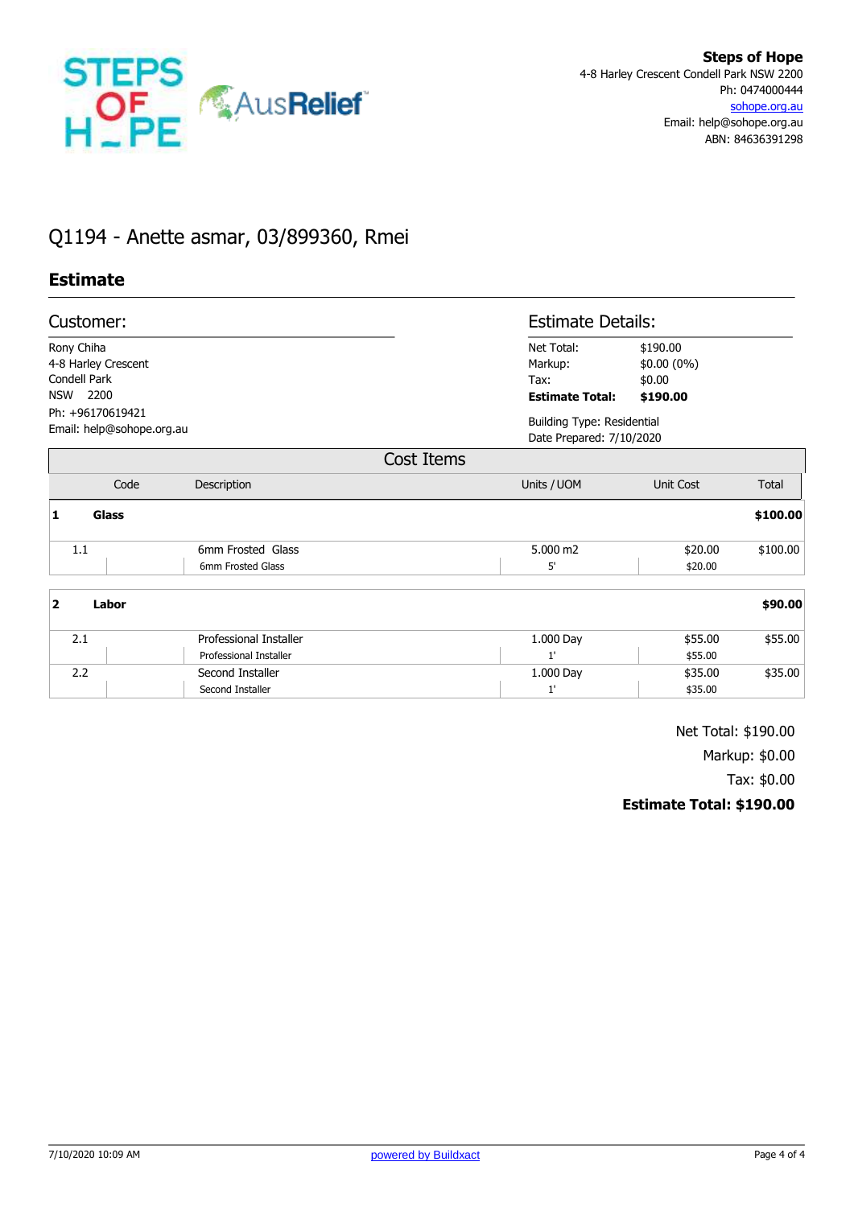**Steps of Hope**
4-8 Harley Crescent Condell Park NSW 2200
Ph: 0474000444
sohope.org.au
Email: help@sohope.org.au
ABN: 84636391298

# Q1194 - Anette asmar, 03/899360, Rmei

## Estimate

### Customer:

Rony Chiha
4-8 Harley Crescent
Condell Park
NSW 2200
Ph: +96170619421
Email: help@sohope.org.au

### Estimate Details:

| | |
|---|---|
| Net Total: | $190.00 |
| Markup: | $0.00 (0%) |
| Tax: | $0.00 |
| **Estimate Total:** | **$190.00** |

Building Type: Residential
Date Prepared: 7/10/2020

### Cost Items

| Code | Description | Units / UOM | Unit Cost | Total |
|---|---|---|---|---|
| **1** | **Glass** | | | **$100.00** |
| 1.1 | 6mm Frosted Glass<br>6mm Frosted Glass | 5.000 m2<br>5' | $20.00<br>$20.00 | $100.00 |
| **2** | **Labor** | | | **$90.00** |
| 2.1 | Professional Installer<br>Professional Installer | 1.000 Day<br>1' | $55.00<br>$55.00 | $55.00 |
| 2.2 | Second Installer<br>Second Installer | 1.000 Day<br>1' | $35.00<br>$35.00 | $35.00 |

Net Total: $190.00
Markup: $0.00
Tax: $0.00
**Estimate Total: $190.00**

7/10/2020 10:09 AM    powered by Buildxact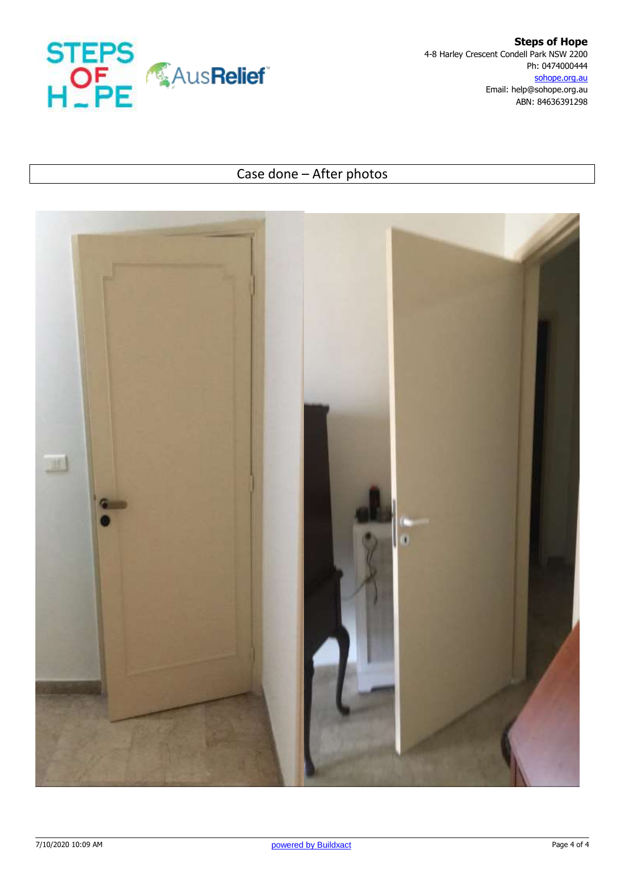**Steps of Hope**
4-8 Harley Crescent Condell Park NSW 2200
Ph: 0474000444
sohope.org.au
Email: help@sohope.org.au
ABN: 84636391298

## Case done – After photos

7/10/2020 10:09 AM

powered by Buildxact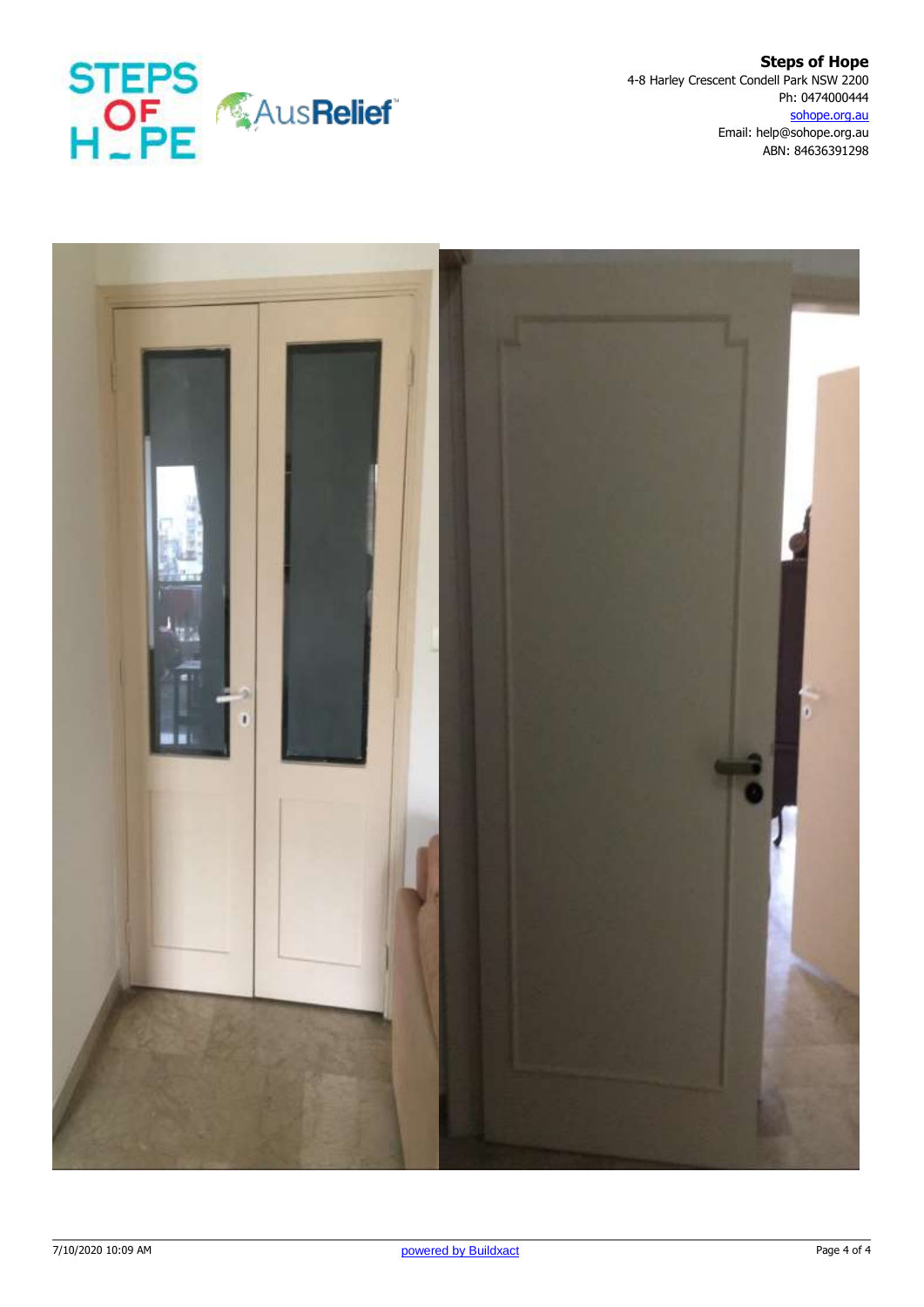**Steps of Hope**

4-8 Harley Crescent Condell Park NSW 2200

Ph: 0474000444

sohope.org.au

Email: help@sohope.org.au

ABN: 84636391298